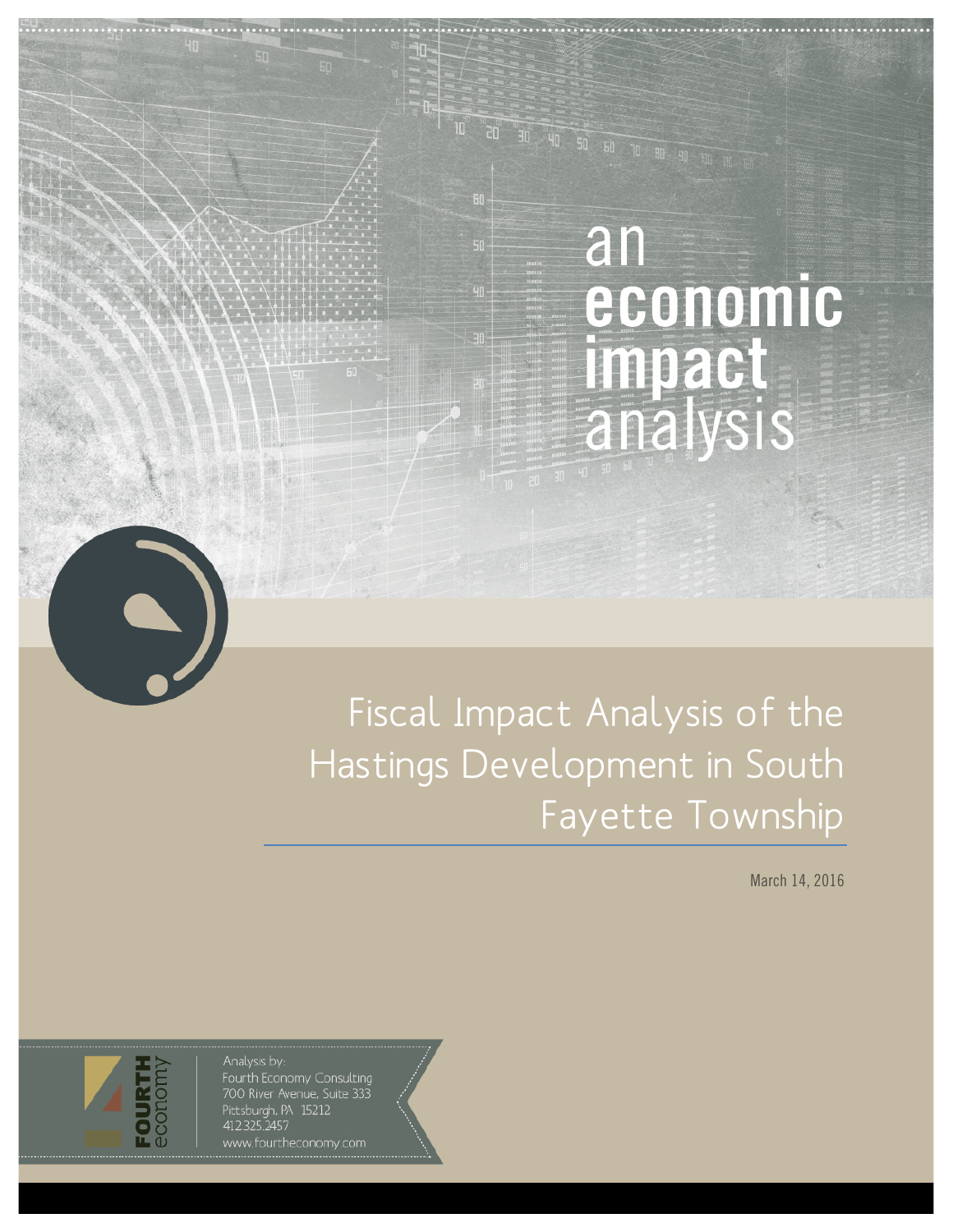# an economic impact analysis

## Fiscal Impact Analysis of the Hastings Development in South Fayette Township

March 14, 2016

Analysis by:
Fourth Economy Consulting
700 River Avenue, Suite 333
Pittsburgh, PA 15212
412.325.2457
www.fourtheconomy.com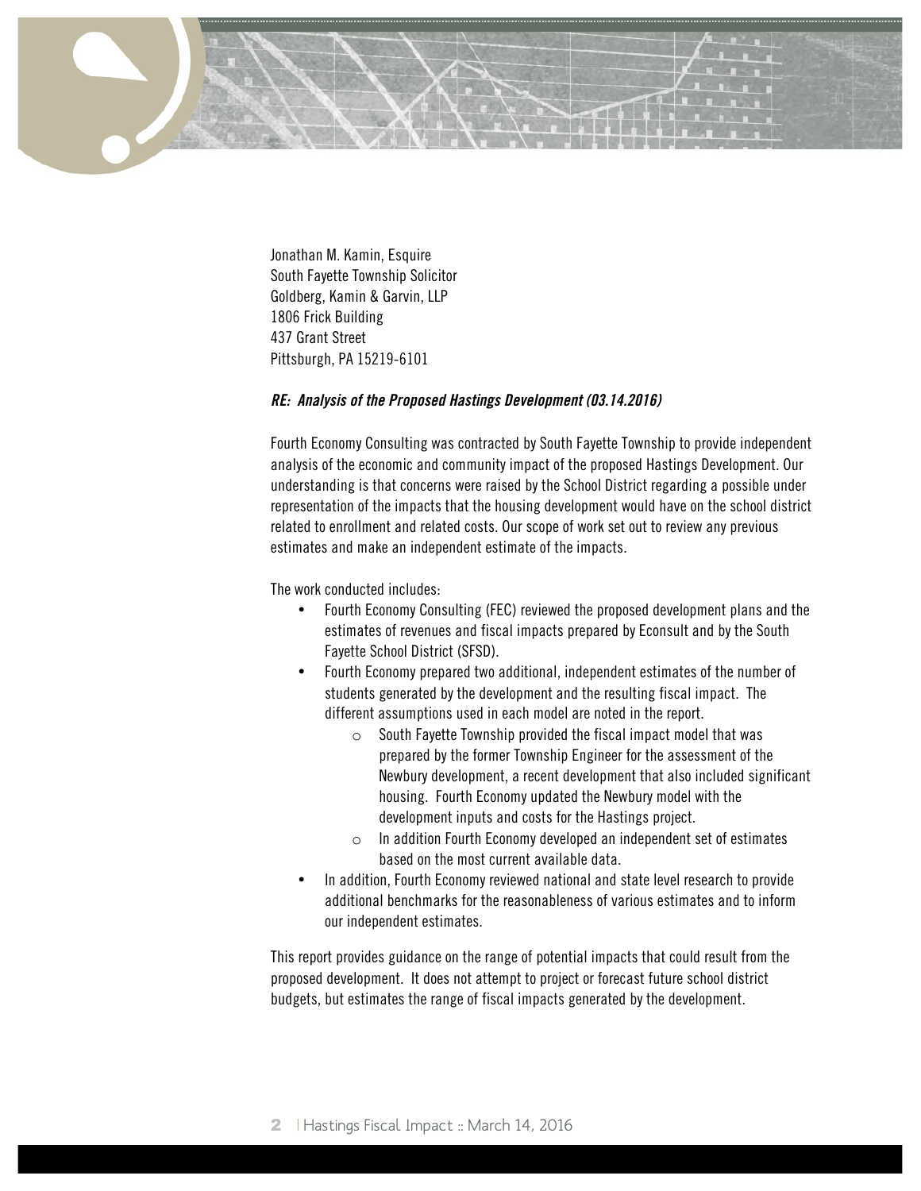Jonathan M. Kamin, Esquire
South Fayette Township Solicitor
Goldberg, Kamin & Garvin, LLP
1806 Frick Building
437 Grant Street
Pittsburgh, PA 15219-6101

***RE: Analysis of the Proposed Hastings Development (03.14.2016)***

Fourth Economy Consulting was contracted by South Fayette Township to provide independent analysis of the economic and community impact of the proposed Hastings Development. Our understanding is that concerns were raised by the School District regarding a possible under representation of the impacts that the housing development would have on the school district related to enrollment and related costs. Our scope of work set out to review any previous estimates and make an independent estimate of the impacts.

The work conducted includes:

- Fourth Economy Consulting (FEC) reviewed the proposed development plans and the estimates of revenues and fiscal impacts prepared by Econsult and by the South Fayette School District (SFSD).
- Fourth Economy prepared two additional, independent estimates of the number of students generated by the development and the resulting fiscal impact. The different assumptions used in each model are noted in the report.
    - South Fayette Township provided the fiscal impact model that was prepared by the former Township Engineer for the assessment of the Newbury development, a recent development that also included significant housing. Fourth Economy updated the Newbury model with the development inputs and costs for the Hastings project.
    - In addition Fourth Economy developed an independent set of estimates based on the most current available data.
- In addition, Fourth Economy reviewed national and state level research to provide additional benchmarks for the reasonableness of various estimates and to inform our independent estimates.

This report provides guidance on the range of potential impacts that could result from the proposed development. It does not attempt to project or forecast future school district budgets, but estimates the range of fiscal impacts generated by the development.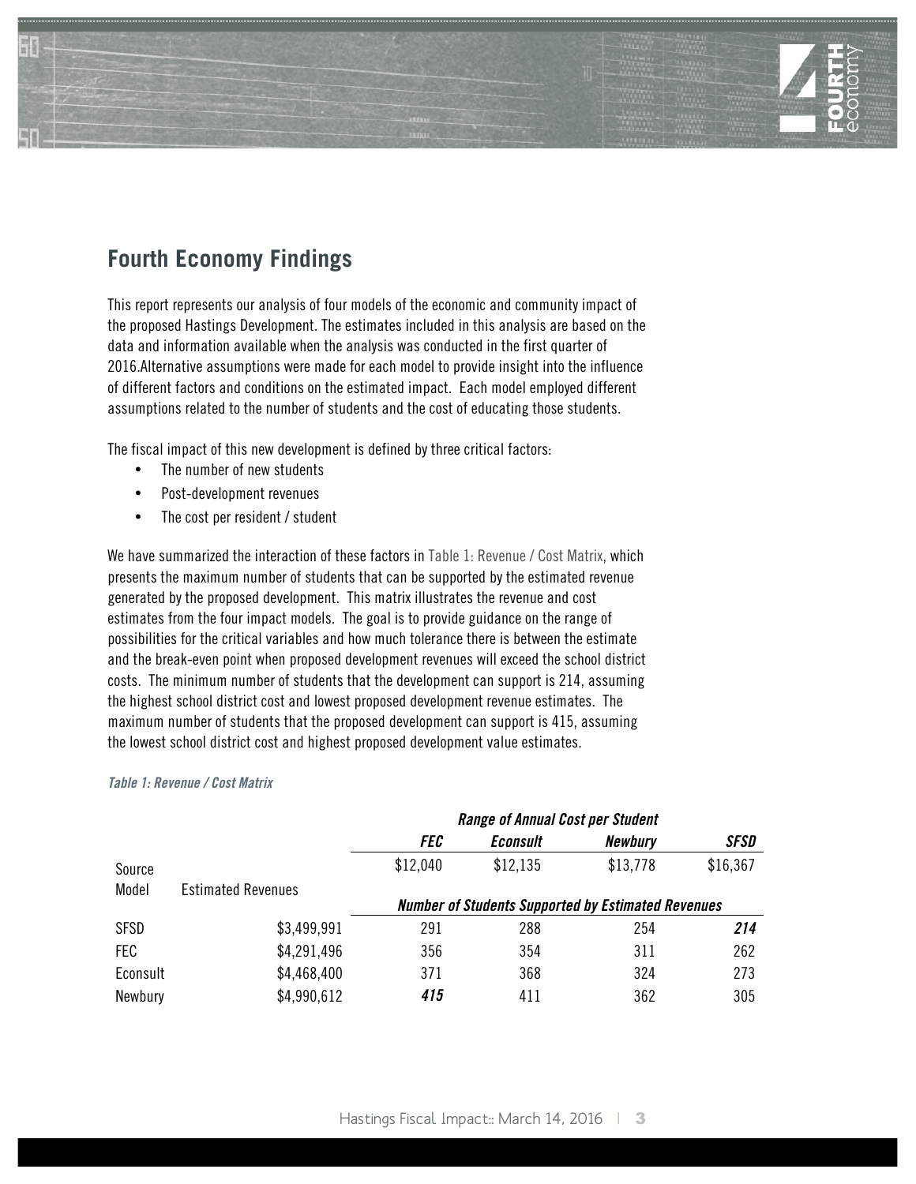## Fourth Economy Findings

This report represents our analysis of four models of the economic and community impact of the proposed Hastings Development. The estimates included in this analysis are based on the data and information available when the analysis was conducted in the first quarter of 2016.Alternative assumptions were made for each model to provide insight into the influence of different factors and conditions on the estimated impact. Each model employed different assumptions related to the number of students and the cost of educating those students.

The fiscal impact of this new development is defined by three critical factors:

- The number of new students
- Post-development revenues
- The cost per resident / student

We have summarized the interaction of these factors in Table 1: Revenue / Cost Matrix, which presents the maximum number of students that can be supported by the estimated revenue generated by the proposed development. This matrix illustrates the revenue and cost estimates from the four impact models. The goal is to provide guidance on the range of possibilities for the critical variables and how much tolerance there is between the estimate and the break-even point when proposed development revenues will exceed the school district costs. The minimum number of students that the development can support is 214, assuming the highest school district cost and lowest proposed development revenue estimates. The maximum number of students that the proposed development can support is 415, assuming the lowest school district cost and highest proposed development value estimates.

***Table 1: Revenue / Cost Matrix***

| | | ***Range of Annual Cost per Student*** | | | |
|---|---|---|---|---|---|
| | | ***FEC*** | ***Econsult*** | ***Newbury*** | ***SFSD*** |
| Source Model | Estimated Revenues | $12,040 | $12,135 | $13,778 | $16,367 |
| | | ***Number of Students Supported by Estimated Revenues*** | | | |
| SFSD | $3,499,991 | 291 | 288 | 254 | ***214*** |
| FEC | $4,291,496 | 356 | 354 | 311 | 262 |
| Econsult | $4,468,400 | 371 | 368 | 324 | 273 |
| Newbury | $4,990,612 | ***415*** | 411 | 362 | 305 |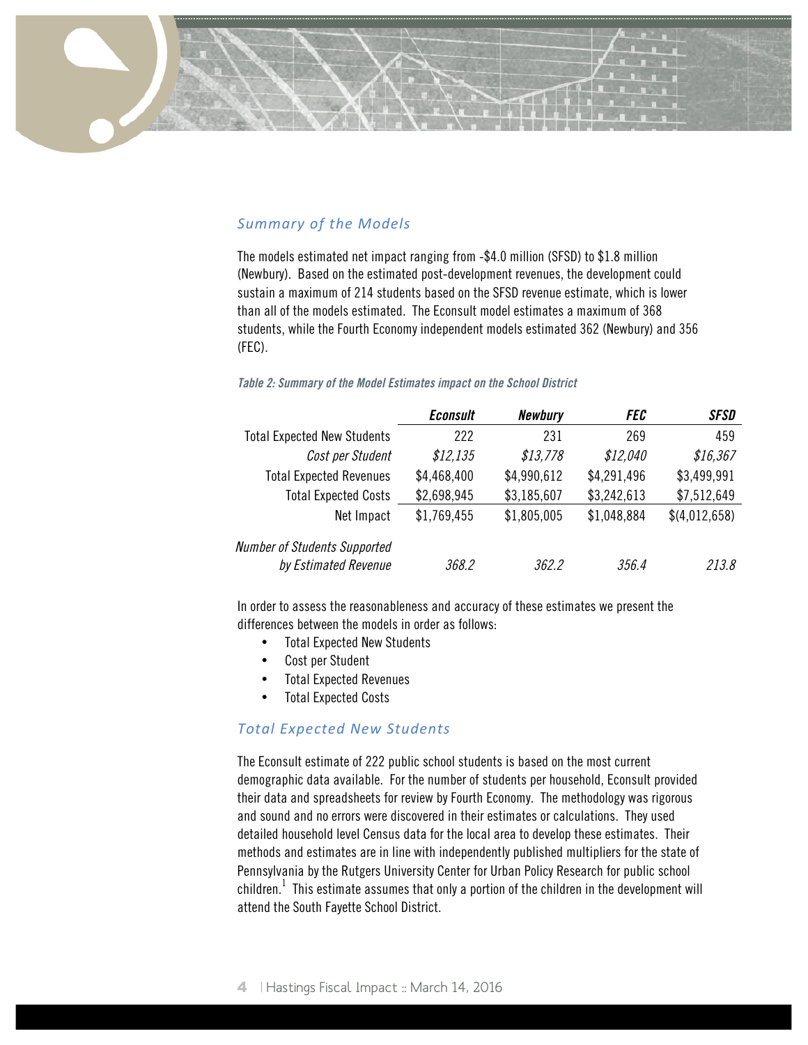## *Summary of the Models*

The models estimated net impact ranging from -$4.0 million (SFSD) to $1.8 million (Newbury). Based on the estimated post-development revenues, the development could sustain a maximum of 214 students based on the SFSD revenue estimate, which is lower than all of the models estimated. The Econsult model estimates a maximum of 368 students, while the Fourth Economy independent models estimated 362 (Newbury) and 356 (FEC).

*Table 2: Summary of the Model Estimates impact on the School District*

| | ***Econsult*** | ***Newbury*** | ***FEC*** | ***SFSD*** |
|---|---|---|---|---|
| Total Expected New Students | 222 | 231 | 269 | 459 |
| *Cost per Student* | *$12,135* | *$13,778* | *$12,040* | *$16,367* |
| Total Expected Revenues | $4,468,400 | $4,990,612 | $4,291,496 | $3,499,991 |
| Total Expected Costs | $2,698,945 | $3,185,607 | $3,242,613 | $7,512,649 |
| Net Impact | $1,769,455 | $1,805,005 | $1,048,884 | $(4,012,658) |
| *Number of Students Supported by Estimated Revenue* | *368.2* | *362.2* | *356.4* | *213.8* |

In order to assess the reasonableness and accuracy of these estimates we present the differences between the models in order as follows:

- Total Expected New Students
- Cost per Student
- Total Expected Revenues
- Total Expected Costs

## *Total Expected New Students*

The Econsult estimate of 222 public school students is based on the most current demographic data available. For the number of students per household, Econsult provided their data and spreadsheets for review by Fourth Economy. The methodology was rigorous and sound and no errors were discovered in their estimates or calculations. They used detailed household level Census data for the local area to develop these estimates. Their methods and estimates are in line with independently published multipliers for the state of Pennsylvania by the Rutgers University Center for Urban Policy Research for public school children.[1] This estimate assumes that only a portion of the children in the development will attend the South Fayette School District.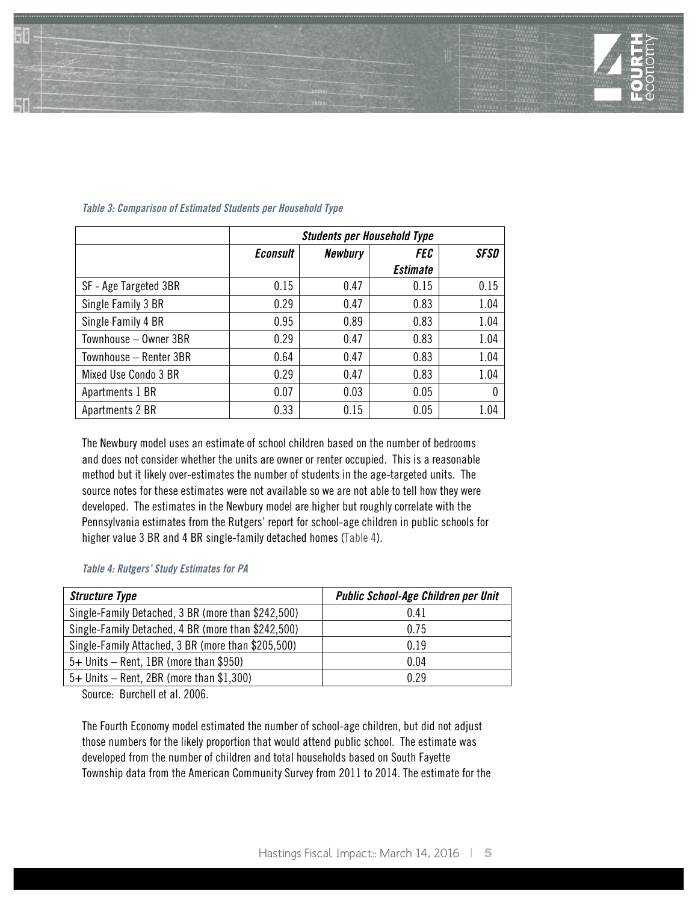*Table 3: Comparison of Estimated Students per Household Type*

| | ***Students per Household Type*** | | | |
|---|---|---|---|---|
| | ***Econsult*** | ***Newbury*** | ***FEC Estimate*** | ***SFSD*** |
| SF - Age Targeted 3BR | 0.15 | 0.47 | 0.15 | 0.15 |
| Single Family 3 BR | 0.29 | 0.47 | 0.83 | 1.04 |
| Single Family 4 BR | 0.95 | 0.89 | 0.83 | 1.04 |
| Townhouse – Owner 3BR | 0.29 | 0.47 | 0.83 | 1.04 |
| Townhouse – Renter 3BR | 0.64 | 0.47 | 0.83 | 1.04 |
| Mixed Use Condo 3 BR | 0.29 | 0.47 | 0.83 | 1.04 |
| Apartments 1 BR | 0.07 | 0.03 | 0.05 | 0 |
| Apartments 2 BR | 0.33 | 0.15 | 0.05 | 1.04 |

The Newbury model uses an estimate of school children based on the number of bedrooms and does not consider whether the units are owner or renter occupied. This is a reasonable method but it likely over-estimates the number of students in the age-targeted units. The source notes for these estimates were not available so we are not able to tell how they were developed. The estimates in the Newbury model are higher but roughly correlate with the Pennsylvania estimates from the Rutgers' report for school-age children in public schools for higher value 3 BR and 4 BR single-family detached homes (Table 4).

*Table 4: Rutgers' Study Estimates for PA*

| ***Structure Type*** | ***Public School-Age Children per Unit*** |
|---|---|
| Single-Family Detached, 3 BR (more than $242,500) | 0.41 |
| Single-Family Detached, 4 BR (more than $242,500) | 0.75 |
| Single-Family Attached, 3 BR (more than $205,500) | 0.19 |
| 5+ Units – Rent, 1BR (more than $950) | 0.04 |
| 5+ Units – Rent, 2BR (more than $1,300) | 0.29 |

Source: Burchell et al. 2006.

The Fourth Economy model estimated the number of school-age children, but did not adjust those numbers for the likely proportion that would attend public school. The estimate was developed from the number of children and total households based on South Fayette Township data from the American Community Survey from 2011 to 2014. The estimate for the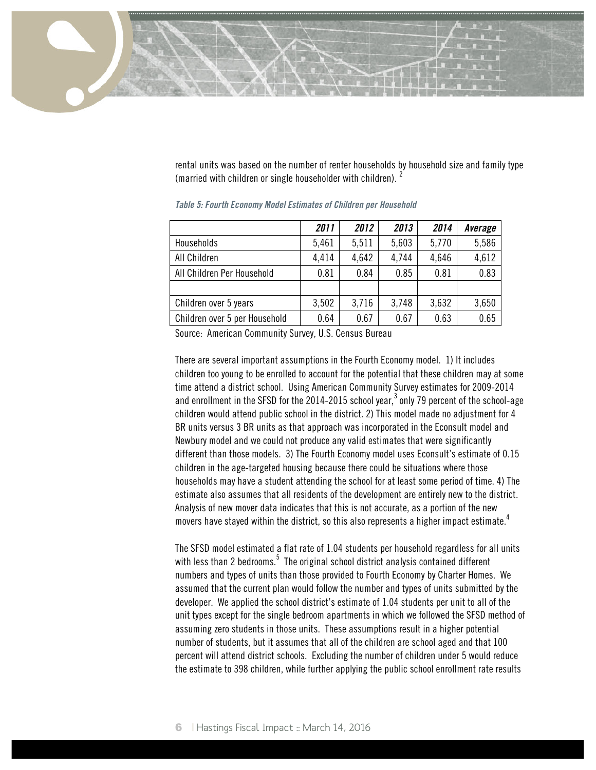rental units was based on the number of renter households by household size and family type (married with children or single householder with children). [2]

*Table 5: Fourth Economy Model Estimates of Children per Household*

| | *2011* | *2012* | *2013* | *2014* | *Average* |
|---|---|---|---|---|---|
| Households | 5,461 | 5,511 | 5,603 | 5,770 | 5,586 |
| All Children | 4,414 | 4,642 | 4,744 | 4,646 | 4,612 |
| All Children Per Household | 0.81 | 0.84 | 0.85 | 0.81 | 0.83 |
| | | | | | |
| Children over 5 years | 3,502 | 3,716 | 3,748 | 3,632 | 3,650 |
| Children over 5 per Household | 0.64 | 0.67 | 0.67 | 0.63 | 0.65 |

Source: American Community Survey, U.S. Census Bureau

There are several important assumptions in the Fourth Economy model. 1) It includes children too young to be enrolled to account for the potential that these children may at some time attend a district school. Using American Community Survey estimates for 2009-2014 and enrollment in the SFSD for the 2014-2015 school year,[3] only 79 percent of the school-age children would attend public school in the district. 2) This model made no adjustment for 4 BR units versus 3 BR units as that approach was incorporated in the Econsult model and Newbury model and we could not produce any valid estimates that were significantly different than those models. 3) The Fourth Economy model uses Econsult's estimate of 0.15 children in the age-targeted housing because there could be situations where those households may have a student attending the school for at least some period of time. 4) The estimate also assumes that all residents of the development are entirely new to the district. Analysis of new mover data indicates that this is not accurate, as a portion of the new movers have stayed within the district, so this also represents a higher impact estimate.[4]

The SFSD model estimated a flat rate of 1.04 students per household regardless for all units with less than 2 bedrooms.[5] The original school district analysis contained different numbers and types of units than those provided to Fourth Economy by Charter Homes. We assumed that the current plan would follow the number and types of units submitted by the developer. We applied the school district's estimate of 1.04 students per unit to all of the unit types except for the single bedroom apartments in which we followed the SFSD method of assuming zero students in those units. These assumptions result in a higher potential number of students, but it assumes that all of the children are school aged and that 100 percent will attend district schools. Excluding the number of children under 5 would reduce the estimate to 398 children, while further applying the public school enrollment rate results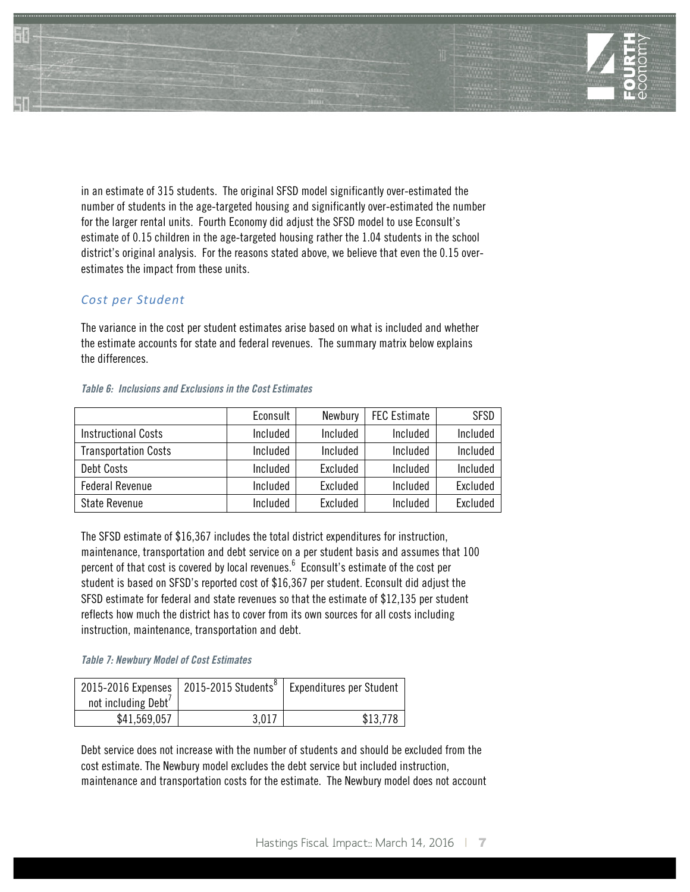in an estimate of 315 students. The original SFSD model significantly over-estimated the number of students in the age-targeted housing and significantly over-estimated the number for the larger rental units. Fourth Economy did adjust the SFSD model to use Econsult's estimate of 0.15 children in the age-targeted housing rather the 1.04 students in the school district's original analysis. For the reasons stated above, we believe that even the 0.15 over-estimates the impact from these units.

### *Cost per Student*

The variance in the cost per student estimates arise based on what is included and whether the estimate accounts for state and federal revenues. The summary matrix below explains the differences.

*Table 6: Inclusions and Exclusions in the Cost Estimates*

| | Econsult | Newbury | FEC Estimate | SFSD |
|---|---|---|---|---|
| Instructional Costs | Included | Included | Included | Included |
| Transportation Costs | Included | Included | Included | Included |
| Debt Costs | Included | Excluded | Included | Included |
| Federal Revenue | Included | Excluded | Included | Excluded |
| State Revenue | Included | Excluded | Included | Excluded |

The SFSD estimate of $16,367 includes the total district expenditures for instruction, maintenance, transportation and debt service on a per student basis and assumes that 100 percent of that cost is covered by local revenues.[6] Econsult's estimate of the cost per student is based on SFSD's reported cost of $16,367 per student. Econsult did adjust the SFSD estimate for federal and state revenues so that the estimate of $12,135 per student reflects how much the district has to cover from its own sources for all costs including instruction, maintenance, transportation and debt.

*Table 7: Newbury Model of Cost Estimates*

| 2015-2016 Expenses not including Debt[7] | 2015-2015 Students[8] | Expenditures per Student |
|---|---|---|
| $41,569,057 | 3,017 | $13,778 |

Debt service does not increase with the number of students and should be excluded from the cost estimate. The Newbury model excludes the debt service but included instruction, maintenance and transportation costs for the estimate. The Newbury model does not account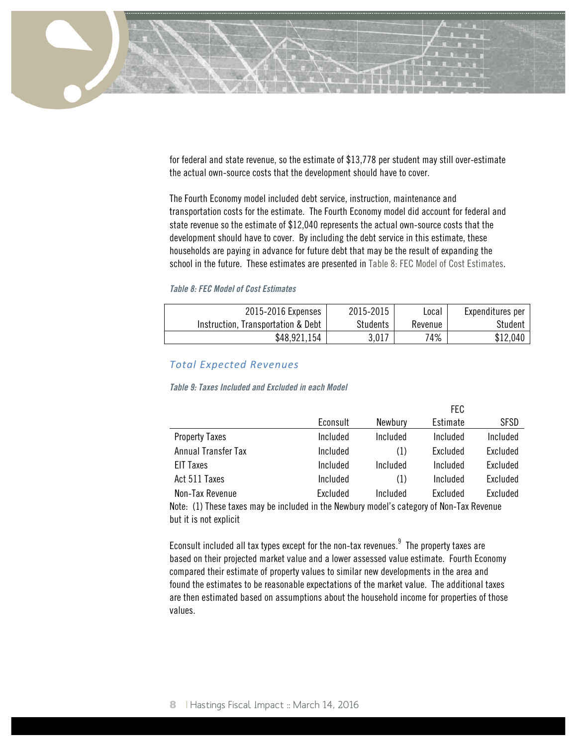for federal and state revenue, so the estimate of $13,778 per student may still over-estimate the actual own-source costs that the development should have to cover.

The Fourth Economy model included debt service, instruction, maintenance and transportation costs for the estimate. The Fourth Economy model did account for federal and state revenue so the estimate of $12,040 represents the actual own-source costs that the development should have to cover. By including the debt service in this estimate, these households are paying in advance for future debt that may be the result of expanding the school in the future. These estimates are presented in Table 8: FEC Model of Cost Estimates.

***Table 8: FEC Model of Cost Estimates***

| 2015-2016 Expenses Instruction, Transportation & Debt | 2015-2015 Students | Local Revenue | Expenditures per Student |
|---:|---:|---:|---:|
| $48,921,154 | 3,017 | 74% | $12,040 |

## *Total Expected Revenues*

***Table 9: Taxes Included and Excluded in each Model***

| | Econsult | Newbury | FEC Estimate | SFSD |
|---|---|---|---|---|
| Property Taxes | Included | Included | Included | Included |
| Annual Transfer Tax | Included | (1) | Excluded | Excluded |
| EIT Taxes | Included | Included | Included | Excluded |
| Act 511 Taxes | Included | (1) | Included | Excluded |
| Non-Tax Revenue | Excluded | Included | Excluded | Excluded |

Note: (1) These taxes may be included in the Newbury model's category of Non-Tax Revenue but it is not explicit

Econsult included all tax types except for the non-tax revenues.[9] The property taxes are based on their projected market value and a lower assessed value estimate. Fourth Economy compared their estimate of property values to similar new developments in the area and found the estimates to be reasonable expectations of the market value. The additional taxes are then estimated based on assumptions about the household income for properties of those values.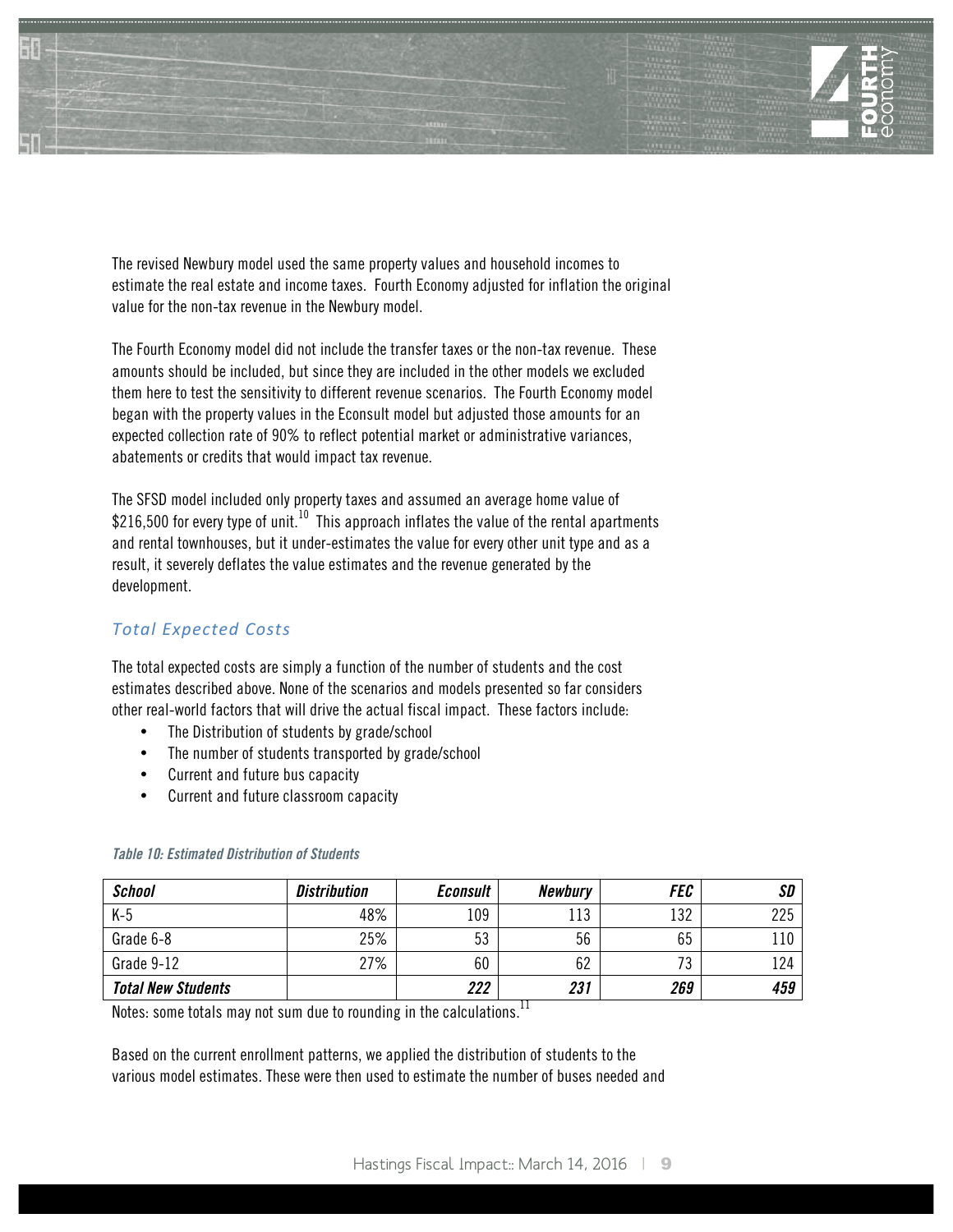The revised Newbury model used the same property values and household incomes to estimate the real estate and income taxes. Fourth Economy adjusted for inflation the original value for the non-tax revenue in the Newbury model.

The Fourth Economy model did not include the transfer taxes or the non-tax revenue. These amounts should be included, but since they are included in the other models we excluded them here to test the sensitivity to different revenue scenarios. The Fourth Economy model began with the property values in the Econsult model but adjusted those amounts for an expected collection rate of 90% to reflect potential market or administrative variances, abatements or credits that would impact tax revenue.

The SFSD model included only property taxes and assumed an average home value of $216,500 for every type of unit.[10] This approach inflates the value of the rental apartments and rental townhouses, but it under-estimates the value for every other unit type and as a result, it severely deflates the value estimates and the revenue generated by the development.

### *Total Expected Costs*

The total expected costs are simply a function of the number of students and the cost estimates described above. None of the scenarios and models presented so far considers other real-world factors that will drive the actual fiscal impact. These factors include:

- The Distribution of students by grade/school
- The number of students transported by grade/school
- Current and future bus capacity
- Current and future classroom capacity

*Table 10: Estimated Distribution of Students*

| *School* | *Distribution* | *Econsult* | *Newbury* | *FEC* | *SD* |
|---|---|---|---|---|---|
| K-5 | 48% | 109 | 113 | 132 | 225 |
| Grade 6-8 | 25% | 53 | 56 | 65 | 110 |
| Grade 9-12 | 27% | 60 | 62 | 73 | 124 |
| ***Total New Students*** | | ***222*** | ***231*** | ***269*** | ***459*** |

Notes: some totals may not sum due to rounding in the calculations.[11]

Based on the current enrollment patterns, we applied the distribution of students to the various model estimates. These were then used to estimate the number of buses needed and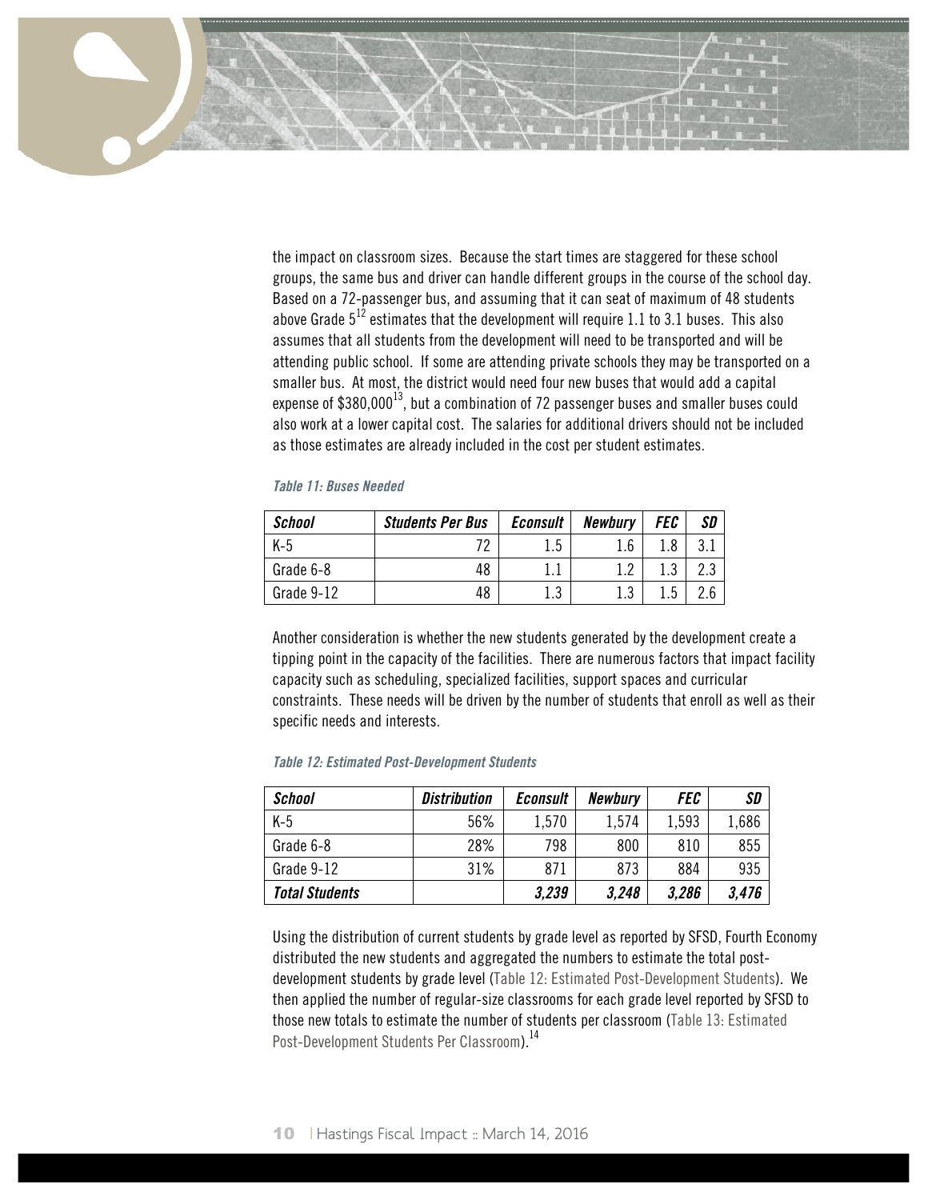the impact on classroom sizes. Because the start times are staggered for these school groups, the same bus and driver can handle different groups in the course of the school day. Based on a 72-passenger bus, and assuming that it can seat of maximum of 48 students above Grade 5[12] estimates that the development will require 1.1 to 3.1 buses. This also assumes that all students from the development will need to be transported and will be attending public school. If some are attending private schools they may be transported on a smaller bus. At most, the district would need four new buses that would add a capital expense of $380,000[13], but a combination of 72 passenger buses and smaller buses could also work at a lower capital cost. The salaries for additional drivers should not be included as those estimates are already included in the cost per student estimates.

*Table 11: Buses Needed*

| *School* | *Students Per Bus* | *Econsult* | *Newbury* | *FEC* | *SD* |
|---|---|---|---|---|---|
| K-5 | 72 | 1.5 | 1.6 | 1.8 | 3.1 |
| Grade 6-8 | 48 | 1.1 | 1.2 | 1.3 | 2.3 |
| Grade 9-12 | 48 | 1.3 | 1.3 | 1.5 | 2.6 |

Another consideration is whether the new students generated by the development create a tipping point in the capacity of the facilities. There are numerous factors that impact facility capacity such as scheduling, specialized facilities, support spaces and curricular constraints. These needs will be driven by the number of students that enroll as well as their specific needs and interests.

*Table 12: Estimated Post-Development Students*

| *School* | *Distribution* | *Econsult* | *Newbury* | *FEC* | *SD* |
|---|---|---|---|---|---|
| K-5 | 56% | 1,570 | 1,574 | 1,593 | 1,686 |
| Grade 6-8 | 28% | 798 | 800 | 810 | 855 |
| Grade 9-12 | 31% | 871 | 873 | 884 | 935 |
| ***Total Students*** | | ***3,239*** | ***3,248*** | ***3,286*** | ***3,476*** |

Using the distribution of current students by grade level as reported by SFSD, Fourth Economy distributed the new students and aggregated the numbers to estimate the total post-development students by grade level (Table 12: Estimated Post-Development Students). We then applied the number of regular-size classrooms for each grade level reported by SFSD to those new totals to estimate the number of students per classroom (Table 13: Estimated Post-Development Students Per Classroom).[14]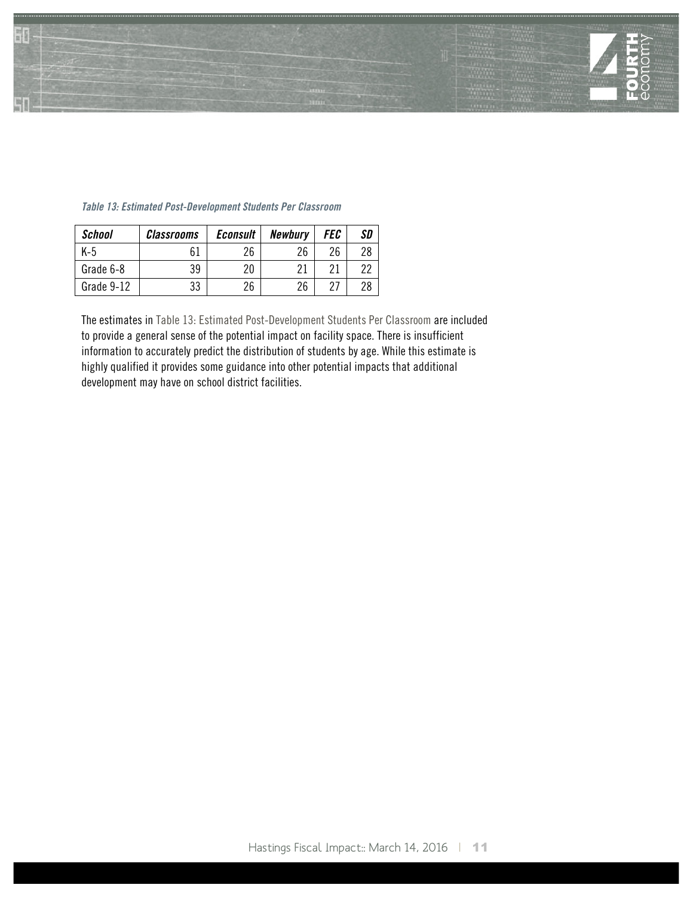*Table 13: Estimated Post-Development Students Per Classroom*

| *School* | *Classrooms* | *Econsult* | *Newbury* | *FEC* | *SD* |
|---|---|---|---|---|---|
| K-5 | 61 | 26 | 26 | 26 | 28 |
| Grade 6-8 | 39 | 20 | 21 | 21 | 22 |
| Grade 9-12 | 33 | 26 | 26 | 27 | 28 |

The estimates in Table 13: Estimated Post-Development Students Per Classroom are included to provide a general sense of the potential impact on facility space. There is insufficient information to accurately predict the distribution of students by age. While this estimate is highly qualified it provides some guidance into other potential impacts that additional development may have on school district facilities.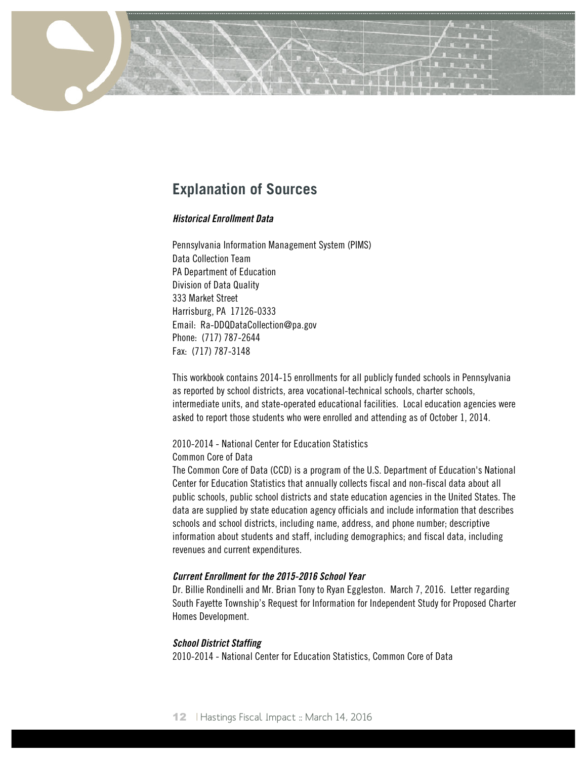## Explanation of Sources

### *Historical Enrollment Data*

Pennsylvania Information Management System (PIMS)
Data Collection Team
PA Department of Education
Division of Data Quality
333 Market Street
Harrisburg, PA 17126-0333
Email: Ra-DDQDataCollection@pa.gov
Phone: (717) 787-2644
Fax: (717) 787-3148

This workbook contains 2014-15 enrollments for all publicly funded schools in Pennsylvania as reported by school districts, area vocational-technical schools, charter schools, intermediate units, and state-operated educational facilities. Local education agencies were asked to report those students who were enrolled and attending as of October 1, 2014.

2010-2014 - National Center for Education Statistics
Common Core of Data
The Common Core of Data (CCD) is a program of the U.S. Department of Education's National Center for Education Statistics that annually collects fiscal and non-fiscal data about all public schools, public school districts and state education agencies in the United States. The data are supplied by state education agency officials and include information that describes schools and school districts, including name, address, and phone number; descriptive information about students and staff, including demographics; and fiscal data, including revenues and current expenditures.

### *Current Enrollment for the 2015-2016 School Year*

Dr. Billie Rondinelli and Mr. Brian Tony to Ryan Eggleston. March 7, 2016. Letter regarding South Fayette Township's Request for Information for Independent Study for Proposed Charter Homes Development.

### *School District Staffing*

2010-2014 - National Center for Education Statistics, Common Core of Data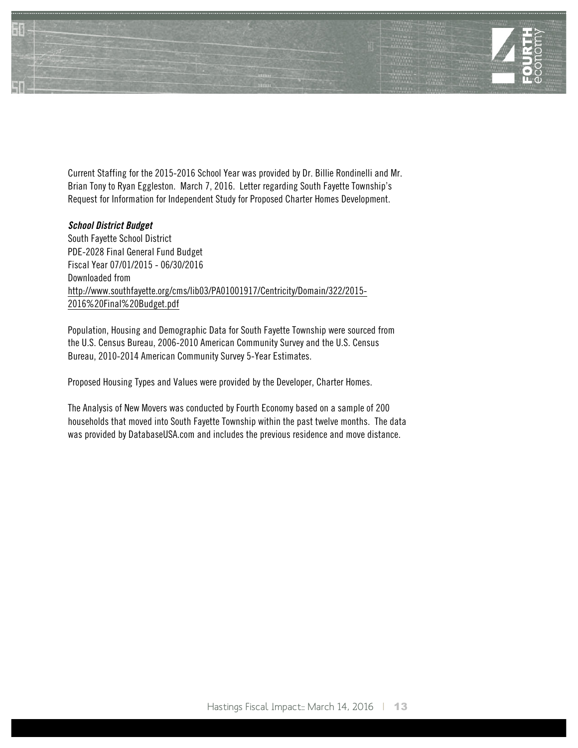Current Staffing for the 2015-2016 School Year was provided by Dr. Billie Rondinelli and Mr. Brian Tony to Ryan Eggleston. March 7, 2016. Letter regarding South Fayette Township's Request for Information for Independent Study for Proposed Charter Homes Development.

***School District Budget***

South Fayette School District
PDE-2028 Final General Fund Budget
Fiscal Year 07/01/2015 - 06/30/2016
Downloaded from
http://www.southfayette.org/cms/lib03/PA01001917/Centricity/Domain/322/2015-2016%20Final%20Budget.pdf

Population, Housing and Demographic Data for South Fayette Township were sourced from the U.S. Census Bureau, 2006-2010 American Community Survey and the U.S. Census Bureau, 2010-2014 American Community Survey 5-Year Estimates.

Proposed Housing Types and Values were provided by the Developer, Charter Homes.

The Analysis of New Movers was conducted by Fourth Economy based on a sample of 200 households that moved into South Fayette Township within the past twelve months. The data was provided by DatabaseUSA.com and includes the previous residence and move distance.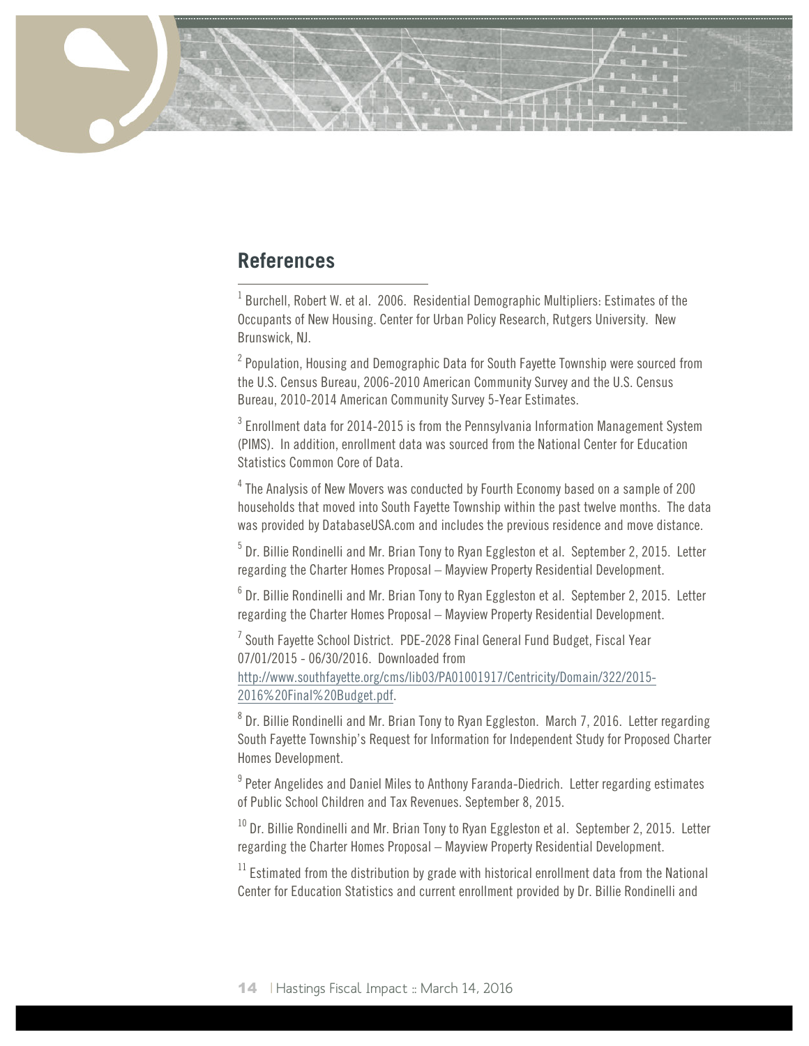## References

[1] Burchell, Robert W. et al. 2006. Residential Demographic Multipliers: Estimates of the Occupants of New Housing. Center for Urban Policy Research, Rutgers University. New Brunswick, NJ.

[2] Population, Housing and Demographic Data for South Fayette Township were sourced from the U.S. Census Bureau, 2006-2010 American Community Survey and the U.S. Census Bureau, 2010-2014 American Community Survey 5-Year Estimates.

[3] Enrollment data for 2014-2015 is from the Pennsylvania Information Management System (PIMS). In addition, enrollment data was sourced from the National Center for Education Statistics Common Core of Data.

[4] The Analysis of New Movers was conducted by Fourth Economy based on a sample of 200 households that moved into South Fayette Township within the past twelve months. The data was provided by DatabaseUSA.com and includes the previous residence and move distance.

[5] Dr. Billie Rondinelli and Mr. Brian Tony to Ryan Eggleston et al. September 2, 2015. Letter regarding the Charter Homes Proposal – Mayview Property Residential Development.

[6] Dr. Billie Rondinelli and Mr. Brian Tony to Ryan Eggleston et al. September 2, 2015. Letter regarding the Charter Homes Proposal – Mayview Property Residential Development.

[7] South Fayette School District. PDE-2028 Final General Fund Budget, Fiscal Year 07/01/2015 - 06/30/2016. Downloaded from http://www.southfayette.org/cms/lib03/PA01001917/Centricity/Domain/322/2015-2016%20Final%20Budget.pdf.

[8] Dr. Billie Rondinelli and Mr. Brian Tony to Ryan Eggleston. March 7, 2016. Letter regarding South Fayette Township's Request for Information for Independent Study for Proposed Charter Homes Development.

[9] Peter Angelides and Daniel Miles to Anthony Faranda-Diedrich. Letter regarding estimates of Public School Children and Tax Revenues. September 8, 2015.

[10] Dr. Billie Rondinelli and Mr. Brian Tony to Ryan Eggleston et al. September 2, 2015. Letter regarding the Charter Homes Proposal – Mayview Property Residential Development.

[11] Estimated from the distribution by grade with historical enrollment data from the National Center for Education Statistics and current enrollment provided by Dr. Billie Rondinelli and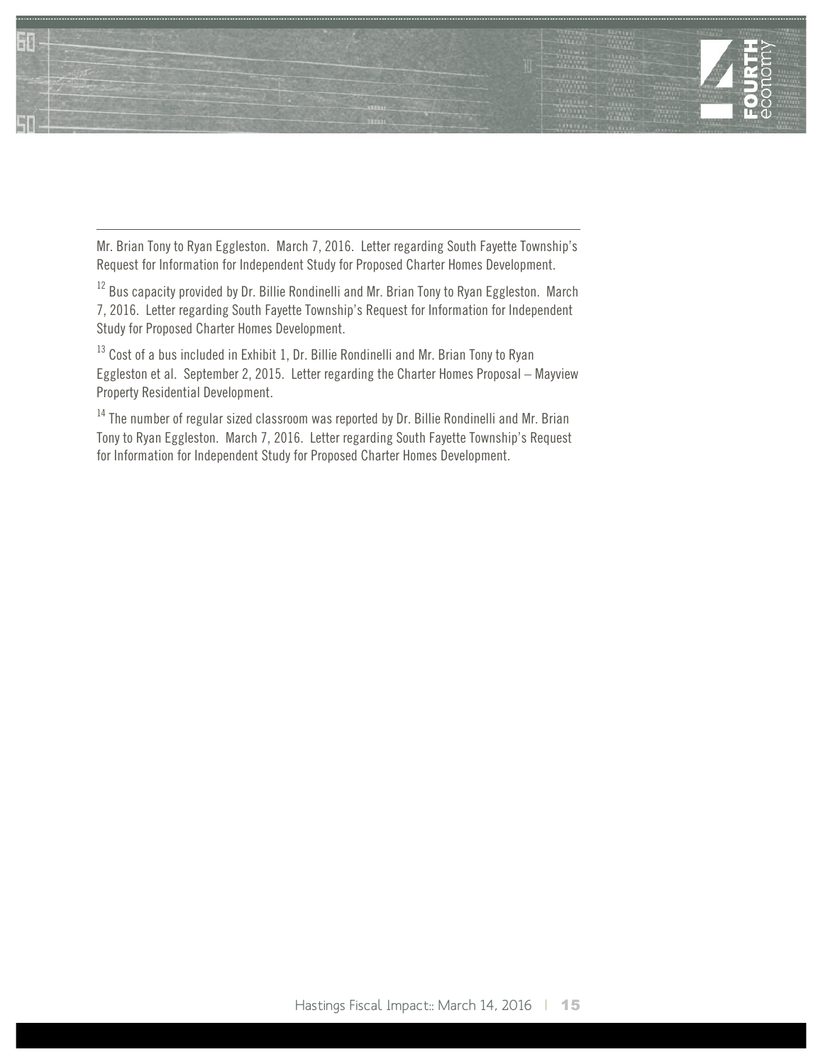Mr. Brian Tony to Ryan Eggleston. March 7, 2016. Letter regarding South Fayette Township's Request for Information for Independent Study for Proposed Charter Homes Development.

[12] Bus capacity provided by Dr. Billie Rondinelli and Mr. Brian Tony to Ryan Eggleston. March 7, 2016. Letter regarding South Fayette Township's Request for Information for Independent Study for Proposed Charter Homes Development.

[13] Cost of a bus included in Exhibit 1, Dr. Billie Rondinelli and Mr. Brian Tony to Ryan Eggleston et al. September 2, 2015. Letter regarding the Charter Homes Proposal – Mayview Property Residential Development.

[14] The number of regular sized classroom was reported by Dr. Billie Rondinelli and Mr. Brian Tony to Ryan Eggleston. March 7, 2016. Letter regarding South Fayette Township's Request for Information for Independent Study for Proposed Charter Homes Development.